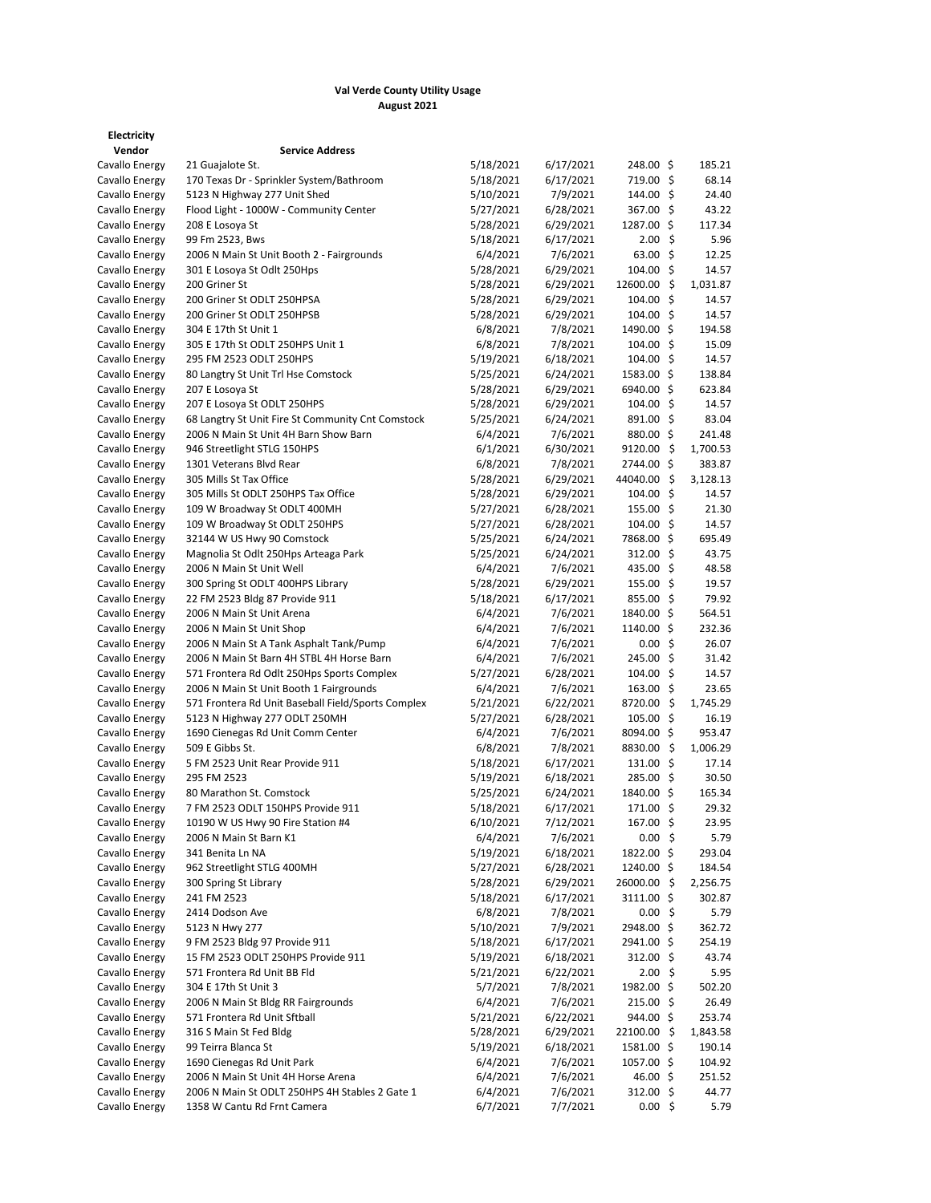**Val Verde County Utility Usage**
**August 2021**

**Electricity**

| Vendor | Service Address | | | | |
|---|---|---|---|---|---|
| Cavallo Energy | 21 Guajalote St. | 5/18/2021 | 6/17/2021 | 248.00 | $ 185.21 |
| Cavallo Energy | 170 Texas Dr - Sprinkler System/Bathroom | 5/18/2021 | 6/17/2021 | 719.00 | $ 68.14 |
| Cavallo Energy | 5123 N Highway 277 Unit Shed | 5/10/2021 | 7/9/2021 | 144.00 | $ 24.40 |
| Cavallo Energy | Flood Light - 1000W - Community Center | 5/27/2021 | 6/28/2021 | 367.00 | $ 43.22 |
| Cavallo Energy | 208 E Losoya St | 5/28/2021 | 6/29/2021 | 1287.00 | $ 117.34 |
| Cavallo Energy | 99 Fm 2523, Bws | 5/18/2021 | 6/17/2021 | 2.00 | $ 5.96 |
| Cavallo Energy | 2006 N Main St Unit Booth 2 - Fairgrounds | 6/4/2021 | 7/6/2021 | 63.00 | $ 12.25 |
| Cavallo Energy | 301 E Losoya St Odlt 250Hps | 5/28/2021 | 6/29/2021 | 104.00 | $ 14.57 |
| Cavallo Energy | 200 Griner St | 5/28/2021 | 6/29/2021 | 12600.00 | $ 1,031.87 |
| Cavallo Energy | 200 Griner St ODLT 250HPSA | 5/28/2021 | 6/29/2021 | 104.00 | $ 14.57 |
| Cavallo Energy | 200 Griner St ODLT 250HPSB | 5/28/2021 | 6/29/2021 | 104.00 | $ 14.57 |
| Cavallo Energy | 304 E 17th St Unit 1 | 6/8/2021 | 7/8/2021 | 1490.00 | $ 194.58 |
| Cavallo Energy | 305 E 17th St ODLT 250HPS Unit 1 | 6/8/2021 | 7/8/2021 | 104.00 | $ 15.09 |
| Cavallo Energy | 295 FM 2523 ODLT 250HPS | 5/19/2021 | 6/18/2021 | 104.00 | $ 14.57 |
| Cavallo Energy | 80 Langtry St Unit Trl Hse Comstock | 5/25/2021 | 6/24/2021 | 1583.00 | $ 138.84 |
| Cavallo Energy | 207 E Losoya St | 5/28/2021 | 6/29/2021 | 6940.00 | $ 623.84 |
| Cavallo Energy | 207 E Losoya St ODLT 250HPS | 5/28/2021 | 6/29/2021 | 104.00 | $ 14.57 |
| Cavallo Energy | 68 Langtry St Unit Fire St Community Cnt Comstock | 5/25/2021 | 6/24/2021 | 891.00 | $ 83.04 |
| Cavallo Energy | 2006 N Main St Unit 4H Barn Show Barn | 6/4/2021 | 7/6/2021 | 880.00 | $ 241.48 |
| Cavallo Energy | 946 Streetlight STLG 150HPS | 6/1/2021 | 6/30/2021 | 9120.00 | $ 1,700.53 |
| Cavallo Energy | 1301 Veterans Blvd Rear | 6/8/2021 | 7/8/2021 | 2744.00 | $ 383.87 |
| Cavallo Energy | 305 Mills St Tax Office | 5/28/2021 | 6/29/2021 | 44040.00 | $ 3,128.13 |
| Cavallo Energy | 305 Mills St ODLT 250HPS Tax Office | 5/28/2021 | 6/29/2021 | 104.00 | $ 14.57 |
| Cavallo Energy | 109 W Broadway St ODLT 400MH | 5/27/2021 | 6/28/2021 | 155.00 | $ 21.30 |
| Cavallo Energy | 109 W Broadway St ODLT 250HPS | 5/27/2021 | 6/28/2021 | 104.00 | $ 14.57 |
| Cavallo Energy | 32144 W US Hwy 90 Comstock | 5/25/2021 | 6/24/2021 | 7868.00 | $ 695.49 |
| Cavallo Energy | Magnolia St Odlt 250Hps Arteaga Park | 5/25/2021 | 6/24/2021 | 312.00 | $ 43.75 |
| Cavallo Energy | 2006 N Main St Unit Well | 6/4/2021 | 7/6/2021 | 435.00 | $ 48.58 |
| Cavallo Energy | 300 Spring St ODLT 400HPS Library | 5/28/2021 | 6/29/2021 | 155.00 | $ 19.57 |
| Cavallo Energy | 22 FM 2523 Bldg 87 Provide 911 | 5/18/2021 | 6/17/2021 | 855.00 | $ 79.92 |
| Cavallo Energy | 2006 N Main St Unit Arena | 6/4/2021 | 7/6/2021 | 1840.00 | $ 564.51 |
| Cavallo Energy | 2006 N Main St Unit Shop | 6/4/2021 | 7/6/2021 | 1140.00 | $ 232.36 |
| Cavallo Energy | 2006 N Main St A Tank Asphalt Tank/Pump | 6/4/2021 | 7/6/2021 | 0.00 | $ 26.07 |
| Cavallo Energy | 2006 N Main St Barn 4H STBL 4H Horse Barn | 6/4/2021 | 7/6/2021 | 245.00 | $ 31.42 |
| Cavallo Energy | 571 Frontera Rd Odlt 250Hps Sports Complex | 5/27/2021 | 6/28/2021 | 104.00 | $ 14.57 |
| Cavallo Energy | 2006 N Main St Unit Booth 1 Fairgrounds | 6/4/2021 | 7/6/2021 | 163.00 | $ 23.65 |
| Cavallo Energy | 571 Frontera Rd Unit Baseball Field/Sports Complex | 5/21/2021 | 6/22/2021 | 8720.00 | $ 1,745.29 |
| Cavallo Energy | 5123 N Highway 277 ODLT 250MH | 5/27/2021 | 6/28/2021 | 105.00 | $ 16.19 |
| Cavallo Energy | 1690 Cienegas Rd Unit Comm Center | 6/4/2021 | 7/6/2021 | 8094.00 | $ 953.47 |
| Cavallo Energy | 509 E Gibbs St. | 6/8/2021 | 7/8/2021 | 8830.00 | $ 1,006.29 |
| Cavallo Energy | 5 FM 2523 Unit Rear Provide 911 | 5/18/2021 | 6/17/2021 | 131.00 | $ 17.14 |
| Cavallo Energy | 295 FM 2523 | 5/19/2021 | 6/18/2021 | 285.00 | $ 30.50 |
| Cavallo Energy | 80 Marathon St. Comstock | 5/25/2021 | 6/24/2021 | 1840.00 | $ 165.34 |
| Cavallo Energy | 7 FM 2523 ODLT 150HPS Provide 911 | 5/18/2021 | 6/17/2021 | 171.00 | $ 29.32 |
| Cavallo Energy | 10190 W US Hwy 90 Fire Station #4 | 6/10/2021 | 7/12/2021 | 167.00 | $ 23.95 |
| Cavallo Energy | 2006 N Main St Barn K1 | 6/4/2021 | 7/6/2021 | 0.00 | $ 5.79 |
| Cavallo Energy | 341 Benita Ln NA | 5/19/2021 | 6/18/2021 | 1822.00 | $ 293.04 |
| Cavallo Energy | 962 Streetlight STLG 400MH | 5/27/2021 | 6/28/2021 | 1240.00 | $ 184.54 |
| Cavallo Energy | 300 Spring St Library | 5/28/2021 | 6/29/2021 | 26000.00 | $ 2,256.75 |
| Cavallo Energy | 241 FM 2523 | 5/18/2021 | 6/17/2021 | 3111.00 | $ 302.87 |
| Cavallo Energy | 2414 Dodson Ave | 6/8/2021 | 7/8/2021 | 0.00 | $ 5.79 |
| Cavallo Energy | 5123 N Hwy 277 | 5/10/2021 | 7/9/2021 | 2948.00 | $ 362.72 |
| Cavallo Energy | 9 FM 2523 Bldg 97 Provide 911 | 5/18/2021 | 6/17/2021 | 2941.00 | $ 254.19 |
| Cavallo Energy | 15 FM 2523 ODLT 250HPS Provide 911 | 5/19/2021 | 6/18/2021 | 312.00 | $ 43.74 |
| Cavallo Energy | 571 Frontera Rd Unit BB Fld | 5/21/2021 | 6/22/2021 | 2.00 | $ 5.95 |
| Cavallo Energy | 304 E 17th St Unit 3 | 5/7/2021 | 7/8/2021 | 1982.00 | $ 502.20 |
| Cavallo Energy | 2006 N Main St Bldg RR Fairgrounds | 6/4/2021 | 7/6/2021 | 215.00 | $ 26.49 |
| Cavallo Energy | 571 Frontera Rd Unit Sftball | 5/21/2021 | 6/22/2021 | 944.00 | $ 253.74 |
| Cavallo Energy | 316 S Main St Fed Bldg | 5/28/2021 | 6/29/2021 | 22100.00 | $ 1,843.58 |
| Cavallo Energy | 99 Teirra Blanca St | 5/19/2021 | 6/18/2021 | 1581.00 | $ 190.14 |
| Cavallo Energy | 1690 Cienegas Rd Unit Park | 6/4/2021 | 7/6/2021 | 1057.00 | $ 104.92 |
| Cavallo Energy | 2006 N Main St Unit 4H Horse Arena | 6/4/2021 | 7/6/2021 | 46.00 | $ 251.52 |
| Cavallo Energy | 2006 N Main St ODLT 250HPS 4H Stables 2 Gate 1 | 6/4/2021 | 7/6/2021 | 312.00 | $ 44.77 |
| Cavallo Energy | 1358 W Cantu Rd Frnt Camera | 6/7/2021 | 7/7/2021 | 0.00 | $ 5.79 |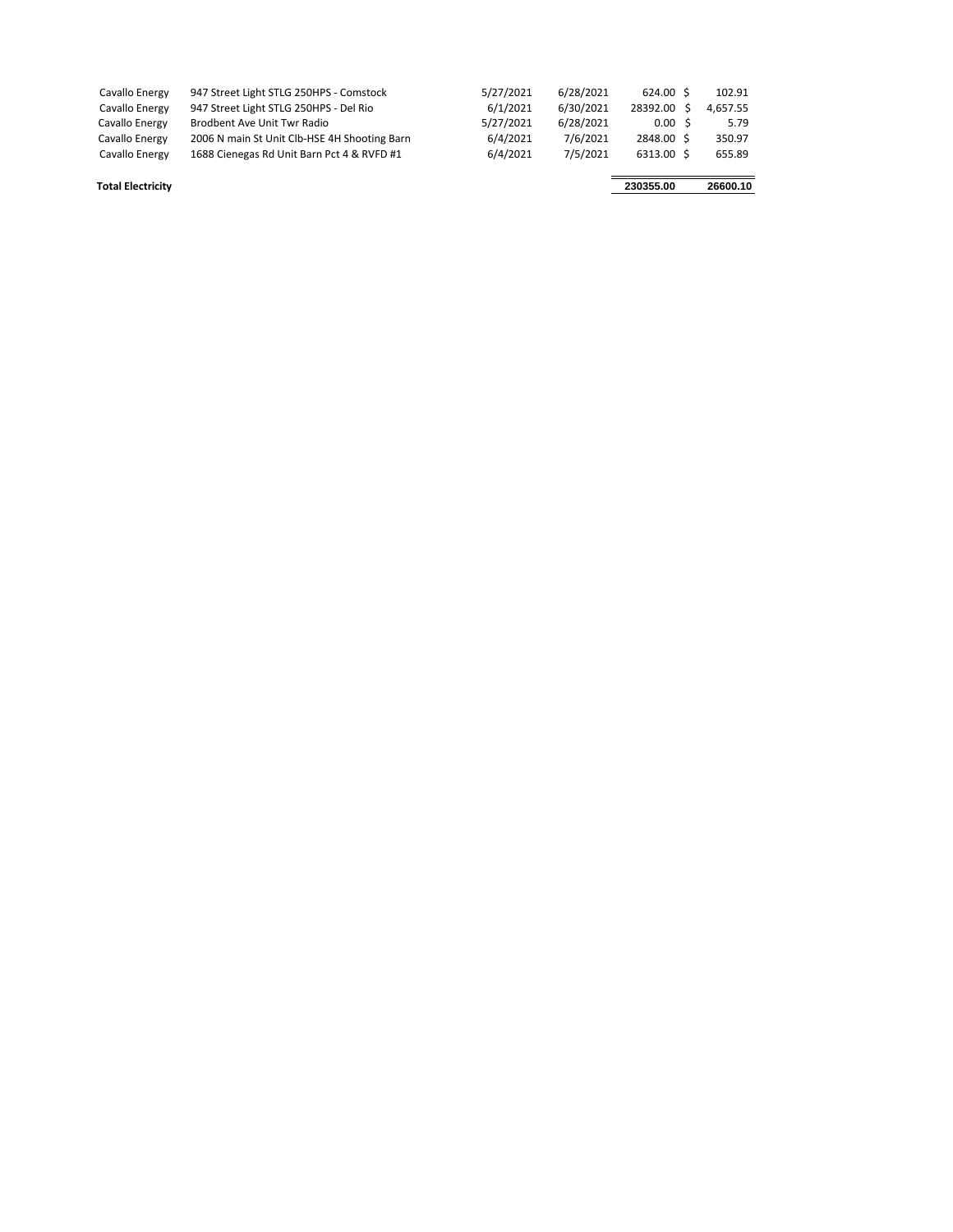| | | | | | |
|---|---|---|---|---|---|
| Cavallo Energy | 947 Street Light STLG 250HPS - Comstock | 5/27/2021 | 6/28/2021 | 624.00 | $ 102.91 |
| Cavallo Energy | 947 Street Light STLG 250HPS - Del Rio | 6/1/2021 | 6/30/2021 | 28392.00 | $ 4,657.55 |
| Cavallo Energy | Brodbent Ave Unit Twr Radio | 5/27/2021 | 6/28/2021 | 0.00 | $ 5.79 |
| Cavallo Energy | 2006 N main St Unit Clb-HSE 4H Shooting Barn | 6/4/2021 | 7/6/2021 | 2848.00 | $ 350.97 |
| Cavallo Energy | 1688 Cienegas Rd Unit Barn Pct 4 & RVFD #1 | 6/4/2021 | 7/5/2021 | 6313.00 | $ 655.89 |
| **Total Electricity** | | | | **230355.00** | **26600.10** |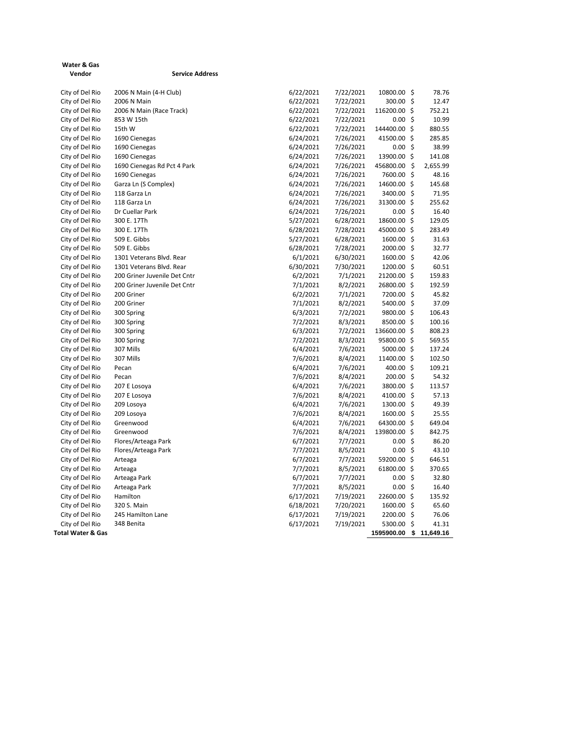| Water & Gas Vendor | Service Address | | | | |
|---|---|---|---|---|---|
| City of Del Rio | 2006 N Main (4-H Club) | 6/22/2021 | 7/22/2021 | 10800.00 | $ 78.76 |
| City of Del Rio | 2006 N Main | 6/22/2021 | 7/22/2021 | 300.00 | $ 12.47 |
| City of Del Rio | 2006 N Main (Race Track) | 6/22/2021 | 7/22/2021 | 116200.00 | $ 752.21 |
| City of Del Rio | 853 W 15th | 6/22/2021 | 7/22/2021 | 0.00 | $ 10.99 |
| City of Del Rio | 15th W | 6/22/2021 | 7/22/2021 | 144400.00 | $ 880.55 |
| City of Del Rio | 1690 Cienegas | 6/24/2021 | 7/26/2021 | 41500.00 | $ 285.85 |
| City of Del Rio | 1690 Cienegas | 6/24/2021 | 7/26/2021 | 0.00 | $ 38.99 |
| City of Del Rio | 1690 Cienegas | 6/24/2021 | 7/26/2021 | 13900.00 | $ 141.08 |
| City of Del Rio | 1690 Cienegas Rd Pct 4 Park | 6/24/2021 | 7/26/2021 | 456800.00 | $ 2,655.99 |
| City of Del Rio | 1690 Cienegas | 6/24/2021 | 7/26/2021 | 7600.00 | $ 48.16 |
| City of Del Rio | Garza Ln (S Complex) | 6/24/2021 | 7/26/2021 | 14600.00 | $ 145.68 |
| City of Del Rio | 118 Garza Ln | 6/24/2021 | 7/26/2021 | 3400.00 | $ 71.95 |
| City of Del Rio | 118 Garza Ln | 6/24/2021 | 7/26/2021 | 31300.00 | $ 255.62 |
| City of Del Rio | Dr Cuellar Park | 6/24/2021 | 7/26/2021 | 0.00 | $ 16.40 |
| City of Del Rio | 300 E. 17Th | 5/27/2021 | 6/28/2021 | 18600.00 | $ 129.05 |
| City of Del Rio | 300 E. 17Th | 6/28/2021 | 7/28/2021 | 45000.00 | $ 283.49 |
| City of Del Rio | 509 E. Gibbs | 5/27/2021 | 6/28/2021 | 1600.00 | $ 31.63 |
| City of Del Rio | 509 E. Gibbs | 6/28/2021 | 7/28/2021 | 2000.00 | $ 32.77 |
| City of Del Rio | 1301 Veterans Blvd. Rear | 6/1/2021 | 6/30/2021 | 1600.00 | $ 42.06 |
| City of Del Rio | 1301 Veterans Blvd. Rear | 6/30/2021 | 7/30/2021 | 1200.00 | $ 60.51 |
| City of Del Rio | 200 Griner Juvenile Det Cntr | 6/2/2021 | 7/1/2021 | 21200.00 | $ 159.83 |
| City of Del Rio | 200 Griner Juvenile Det Cntr | 7/1/2021 | 8/2/2021 | 26800.00 | $ 192.59 |
| City of Del Rio | 200 Griner | 6/2/2021 | 7/1/2021 | 7200.00 | $ 45.82 |
| City of Del Rio | 200 Griner | 7/1/2021 | 8/2/2021 | 5400.00 | $ 37.09 |
| City of Del Rio | 300 Spring | 6/3/2021 | 7/2/2021 | 9800.00 | $ 106.43 |
| City of Del Rio | 300 Spring | 7/2/2021 | 8/3/2021 | 8500.00 | $ 100.16 |
| City of Del Rio | 300 Spring | 6/3/2021 | 7/2/2021 | 136600.00 | $ 808.23 |
| City of Del Rio | 300 Spring | 7/2/2021 | 8/3/2021 | 95800.00 | $ 569.55 |
| City of Del Rio | 307 Mills | 6/4/2021 | 7/6/2021 | 5000.00 | $ 137.24 |
| City of Del Rio | 307 Mills | 7/6/2021 | 8/4/2021 | 11400.00 | $ 102.50 |
| City of Del Rio | Pecan | 6/4/2021 | 7/6/2021 | 400.00 | $ 109.21 |
| City of Del Rio | Pecan | 7/6/2021 | 8/4/2021 | 200.00 | $ 54.32 |
| City of Del Rio | 207 E Losoya | 6/4/2021 | 7/6/2021 | 3800.00 | $ 113.57 |
| City of Del Rio | 207 E Losoya | 7/6/2021 | 8/4/2021 | 4100.00 | $ 57.13 |
| City of Del Rio | 209 Losoya | 6/4/2021 | 7/6/2021 | 1300.00 | $ 49.39 |
| City of Del Rio | 209 Losoya | 7/6/2021 | 8/4/2021 | 1600.00 | $ 25.55 |
| City of Del Rio | Greenwood | 6/4/2021 | 7/6/2021 | 64300.00 | $ 649.04 |
| City of Del Rio | Greenwood | 7/6/2021 | 8/4/2021 | 139800.00 | $ 842.75 |
| City of Del Rio | Flores/Arteaga Park | 6/7/2021 | 7/7/2021 | 0.00 | $ 86.20 |
| City of Del Rio | Flores/Arteaga Park | 7/7/2021 | 8/5/2021 | 0.00 | $ 43.10 |
| City of Del Rio | Arteaga | 6/7/2021 | 7/7/2021 | 59200.00 | $ 646.51 |
| City of Del Rio | Arteaga | 7/7/2021 | 8/5/2021 | 61800.00 | $ 370.65 |
| City of Del Rio | Arteaga Park | 6/7/2021 | 7/7/2021 | 0.00 | $ 32.80 |
| City of Del Rio | Arteaga Park | 7/7/2021 | 8/5/2021 | 0.00 | $ 16.40 |
| City of Del Rio | Hamilton | 6/17/2021 | 7/19/2021 | 22600.00 | $ 135.92 |
| City of Del Rio | 320 S. Main | 6/18/2021 | 7/20/2021 | 1600.00 | $ 65.60 |
| City of Del Rio | 245 Hamilton Lane | 6/17/2021 | 7/19/2021 | 2200.00 | $ 76.06 |
| City of Del Rio | 348 Benita | 6/17/2021 | 7/19/2021 | 5300.00 | $ 41.31 |
| **Total Water & Gas** | | | | **1595900.00** | **$ 11,649.16** |